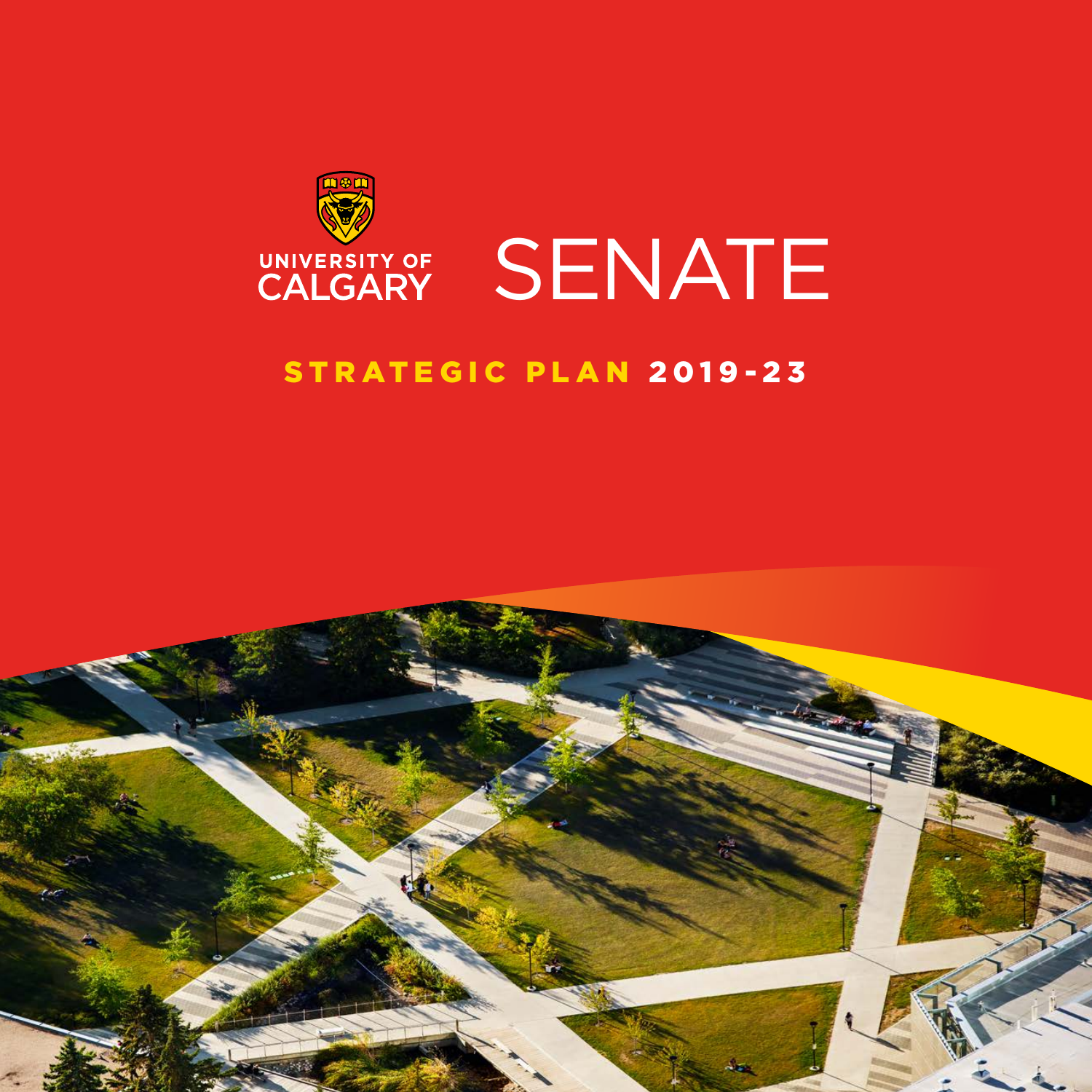UNIVERSITY OF CALGARY

# SENATE

## STRATEGIC PLAN 2019-23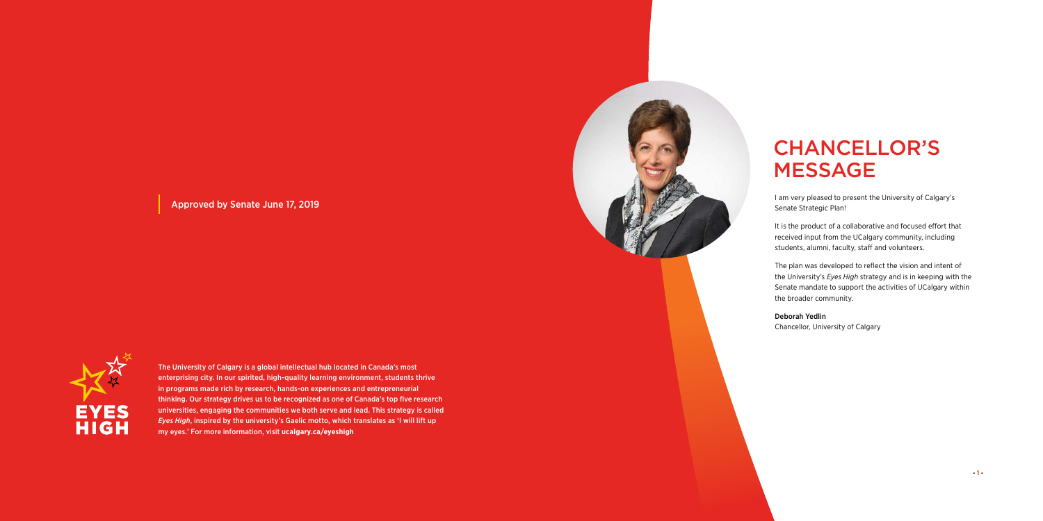Approved by Senate June 17, 2019

EYES HIGH

**The University of Calgary is a global intellectual hub located in Canada's most enterprising city. In our spirited, high-quality learning environment, students thrive in programs made rich by research, hands-on experiences and entrepreneurial thinking. Our strategy drives us to be recognized as one of Canada's top five research universities, engaging the communities we both serve and lead. This strategy is called *Eyes High*, inspired by the university's Gaelic motto, which translates as 'I will lift up my eyes.' For more information, visit ucalgary.ca/eyeshigh**

# CHANCELLOR'S MESSAGE

I am very pleased to present the University of Calgary's Senate Strategic Plan!

It is the product of a collaborative and focused effort that received input from the UCalgary community, including students, alumni, faculty, staff and volunteers.

The plan was developed to reflect the vision and intent of the University's *Eyes High* strategy and is in keeping with the Senate mandate to support the activities of UCalgary within the broader community.

**Deborah Yedlin**
Chancellor, University of Calgary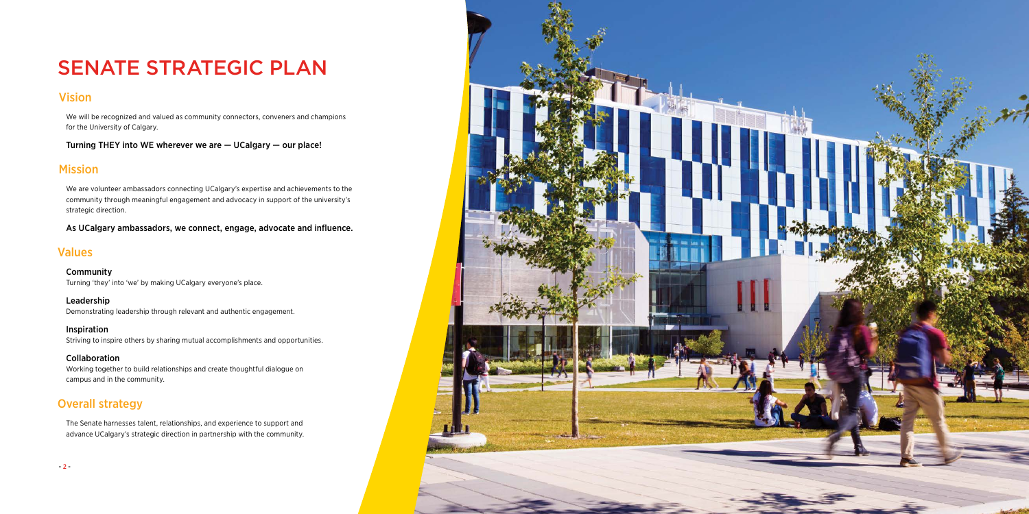# SENATE STRATEGIC PLAN

## Vision

We will be recognized and valued as community connectors, conveners and champions for the University of Calgary.

Turning THEY into WE wherever we are — UCalgary — our place!

## Mission

We are volunteer ambassadors connecting UCalgary's expertise and achievements to the community through meaningful engagement and advocacy in support of the university's strategic direction.

As UCalgary ambassadors, we connect, engage, advocate and influence.

## Values

**Community**
Turning 'they' into 'we' by making UCalgary everyone's place.

**Leadership**
Demonstrating leadership through relevant and authentic engagement.

**Inspiration**
Striving to inspire others by sharing mutual accomplishments and opportunities.

**Collaboration**
Working together to build relationships and create thoughtful dialogue on campus and in the community.

## Overall strategy

The Senate harnesses talent, relationships, and experience to support and advance UCalgary's strategic direction in partnership with the community.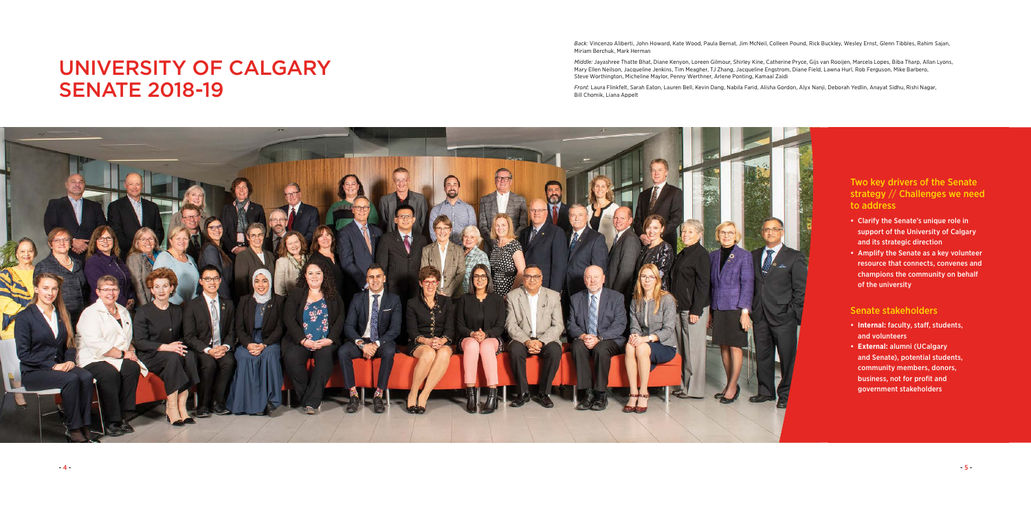# UNIVERSITY OF CALGARY SENATE 2018-19

*Back:* Vincenzo Aliberti, John Howard, Kate Wood, Paula Bernat, Jim McNeil, Colleen Pound, Rick Buckley, Wesley Ernst, Glenn Tibbles, Rahim Sajan, Miriam Berchuk, Mark Herman

*Middle:* Jayashree Thatte Bhat, Diane Kenyon, Loreen Gilmour, Shirley Kine, Catherine Pryce, Gijs van Rooijen, Marcela Lopes, Biba Tharp, Allan Lyons, Mary Ellen Neilson, Jacqueline Jenkins, Tim Meagher, TJ Zhang, Jacqueline Engstrom, Diane Field, Lawna Hurl, Rob Ferguson, Mike Barbero, Steve Worthington, Micheline Maylor, Penny Werthner, Arlene Ponting, Kamaal Zaidi

*Front:* Laura Flinkfelt, Sarah Eaton, Lauren Bell, Kevin Dang, Nabila Farid, Alisha Gordon, Alyx Nanji, Deborah Yedlin, Anayat Sidhu, Rishi Nagar, Bill Chomik, Liana Appelt

## Two key drivers of the Senate strategy // Challenges we need to address

- Clarify the Senate's unique role in support of the University of Calgary and its strategic direction
- Amplify the Senate as a key volunteer resource that connects, convenes and champions the community on behalf of the university

## Senate stakeholders

- **Internal:** faculty, staff, students, and volunteers
- **External:** alumni (UCalgary and Senate), potential students, community members, donors, business, not for profit and government stakeholders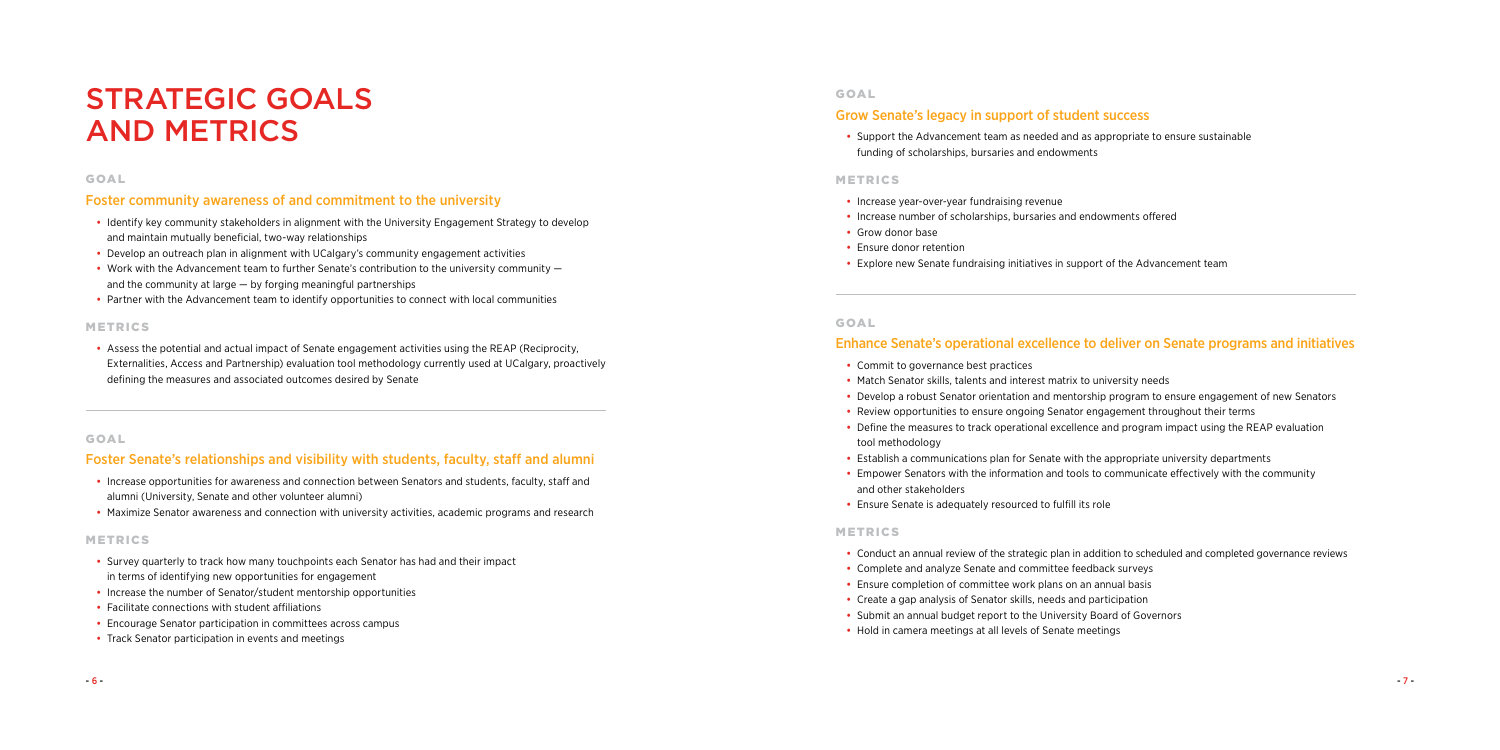# STRATEGIC GOALS AND METRICS

#### GOAL

### Foster community awareness of and commitment to the university

- Identify key community stakeholders in alignment with the University Engagement Strategy to develop and maintain mutually beneficial, two-way relationships
- Develop an outreach plan in alignment with UCalgary's community engagement activities
- Work with the Advancement team to further Senate's contribution to the university community — and the community at large — by forging meaningful partnerships
- Partner with the Advancement team to identify opportunities to connect with local communities

#### METRICS

- Assess the potential and actual impact of Senate engagement activities using the REAP (Reciprocity, Externalities, Access and Partnership) evaluation tool methodology currently used at UCalgary, proactively defining the measures and associated outcomes desired by Senate

#### GOAL

### Foster Senate's relationships and visibility with students, faculty, staff and alumni

- Increase opportunities for awareness and connection between Senators and students, faculty, staff and alumni (University, Senate and other volunteer alumni)
- Maximize Senator awareness and connection with university activities, academic programs and research

#### METRICS

- Survey quarterly to track how many touchpoints each Senator has had and their impact in terms of identifying new opportunities for engagement
- Increase the number of Senator/student mentorship opportunities
- Facilitate connections with student affiliations
- Encourage Senator participation in committees across campus
- Track Senator participation in events and meetings

#### GOAL

### Grow Senate's legacy in support of student success

- Support the Advancement team as needed and as appropriate to ensure sustainable funding of scholarships, bursaries and endowments

#### METRICS

- Increase year-over-year fundraising revenue
- Increase number of scholarships, bursaries and endowments offered
- Grow donor base
- Ensure donor retention
- Explore new Senate fundraising initiatives in support of the Advancement team

#### GOAL

### Enhance Senate's operational excellence to deliver on Senate programs and initiatives

- Commit to governance best practices
- Match Senator skills, talents and interest matrix to university needs
- Develop a robust Senator orientation and mentorship program to ensure engagement of new Senators
- Review opportunities to ensure ongoing Senator engagement throughout their terms
- Define the measures to track operational excellence and program impact using the REAP evaluation tool methodology
- Establish a communications plan for Senate with the appropriate university departments
- Empower Senators with the information and tools to communicate effectively with the community and other stakeholders
- Ensure Senate is adequately resourced to fulfill its role

#### METRICS

- Conduct an annual review of the strategic plan in addition to scheduled and completed governance reviews
- Complete and analyze Senate and committee feedback surveys
- Ensure completion of committee work plans on an annual basis
- Create a gap analysis of Senator skills, needs and participation
- Submit an annual budget report to the University Board of Governors
- Hold in camera meetings at all levels of Senate meetings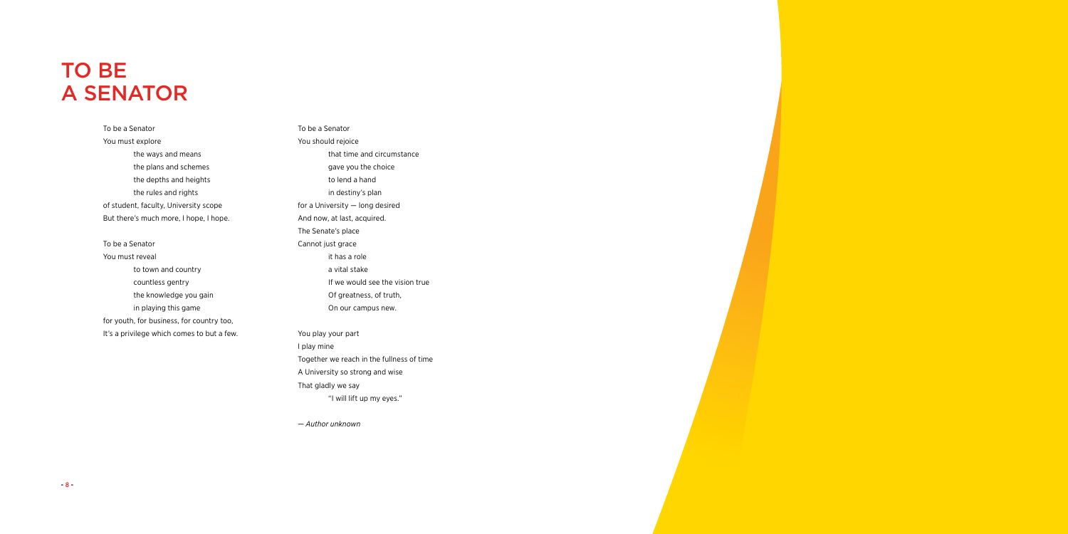# TO BE A SENATOR

To be a Senator
You must explore
the ways and means
the plans and schemes
the depths and heights
the rules and rights
of student, faculty, University scope
But there's much more, I hope, I hope.

To be a Senator
You must reveal
to town and country
countless gentry
the knowledge you gain
in playing this game
for youth, for business, for country too,
It's a privilege which comes to but a few.

To be a Senator
You should rejoice
that time and circumstance
gave you the choice
to lend a hand
in destiny's plan
for a University — long desired
And now, at last, acquired.
The Senate's place
Cannot just grace
it has a role
a vital stake
If we would see the vision true
Of greatness, of truth,
On our campus new.

You play your part
I play mine
Together we reach in the fullness of time
A University so strong and wise
That gladly we say
"I will lift up my eyes."

*— Author unknown*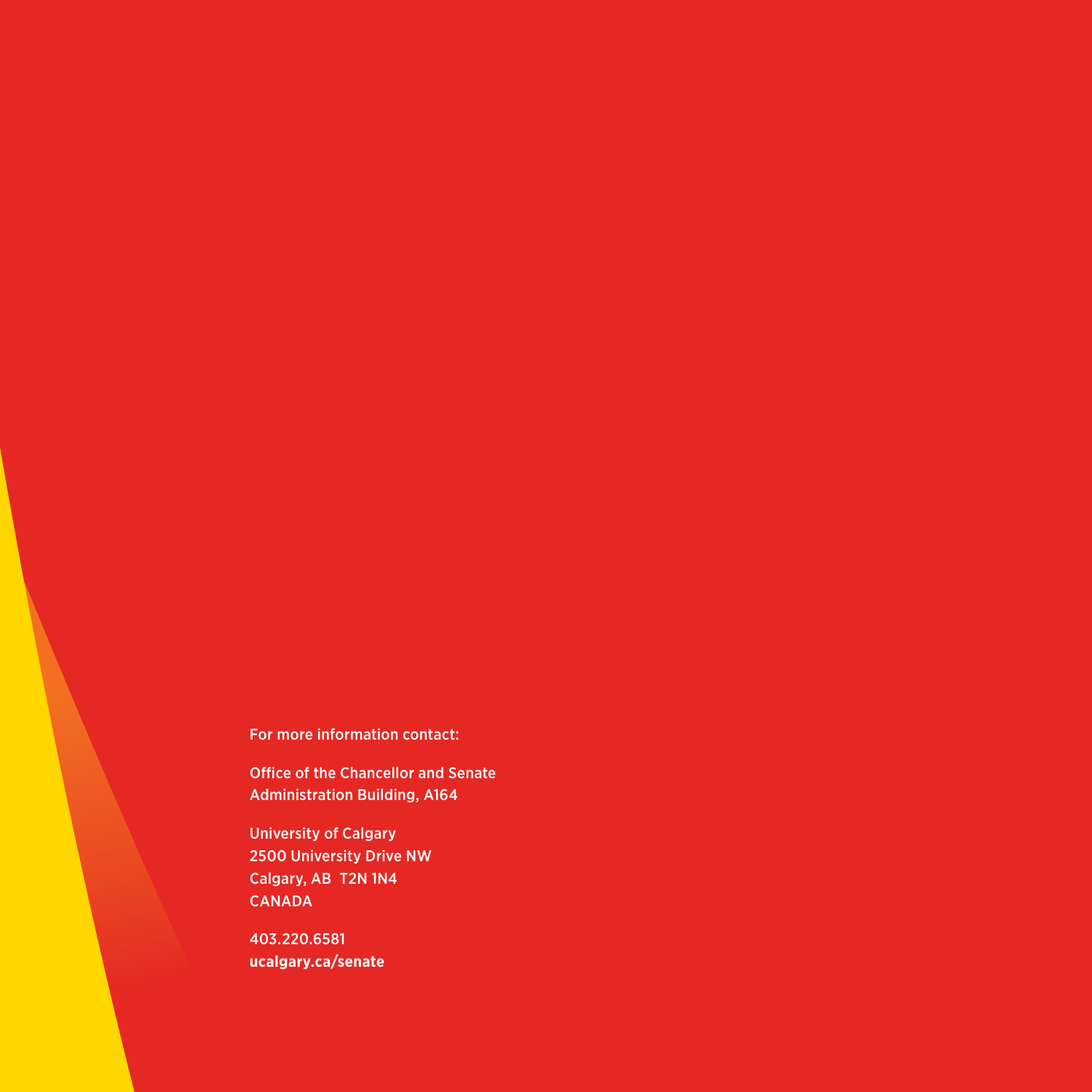For more information contact:

Office of the Chancellor and Senate
Administration Building, A164

University of Calgary
2500 University Drive NW
Calgary, AB  T2N 1N4
CANADA

403.220.6581
**ucalgary.ca/senate**